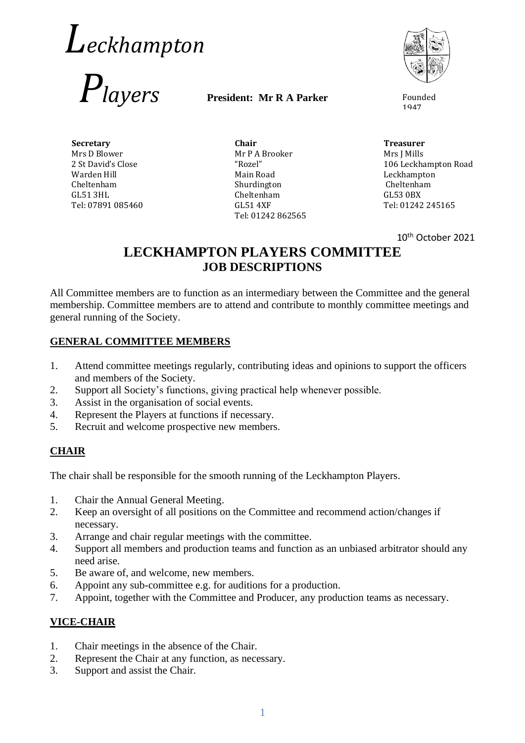# *Leckhampton Players*

**President: Mr R A Parker**

Founded 1947

**Secretary**
Mrs D Blower
2 St David's Close
Warden Hill
Cheltenham
GL51 3HL
Tel: 07891 085460

**Chair**
Mr P A Brooker
"Rozel"
Main Road
Shurdington
Cheltenham
GL51 4XF
Tel: 01242 862565

**Treasurer**
Mrs J Mills
106 Leckhampton Road
Leckhampton
Cheltenham
GL53 0BX
Tel: 01242 245165

10th October 2021

# LECKHAMPTON PLAYERS COMMITTEE
## JOB DESCRIPTIONS

All Committee members are to function as an intermediary between the Committee and the general membership. Committee members are to attend and contribute to monthly committee meetings and general running of the Society.

### GENERAL COMMITTEE MEMBERS

1. Attend committee meetings regularly, contributing ideas and opinions to support the officers and members of the Society.
2. Support all Society's functions, giving practical help whenever possible.
3. Assist in the organisation of social events.
4. Represent the Players at functions if necessary.
5. Recruit and welcome prospective new members.

### CHAIR

The chair shall be responsible for the smooth running of the Leckhampton Players.

1. Chair the Annual General Meeting.
2. Keep an oversight of all positions on the Committee and recommend action/changes if necessary.
3. Arrange and chair regular meetings with the committee.
4. Support all members and production teams and function as an unbiased arbitrator should any need arise.
5. Be aware of, and welcome, new members.
6. Appoint any sub-committee e.g. for auditions for a production.
7. Appoint, together with the Committee and Producer, any production teams as necessary.

### VICE-CHAIR

1. Chair meetings in the absence of the Chair.
2. Represent the Chair at any function, as necessary.
3. Support and assist the Chair.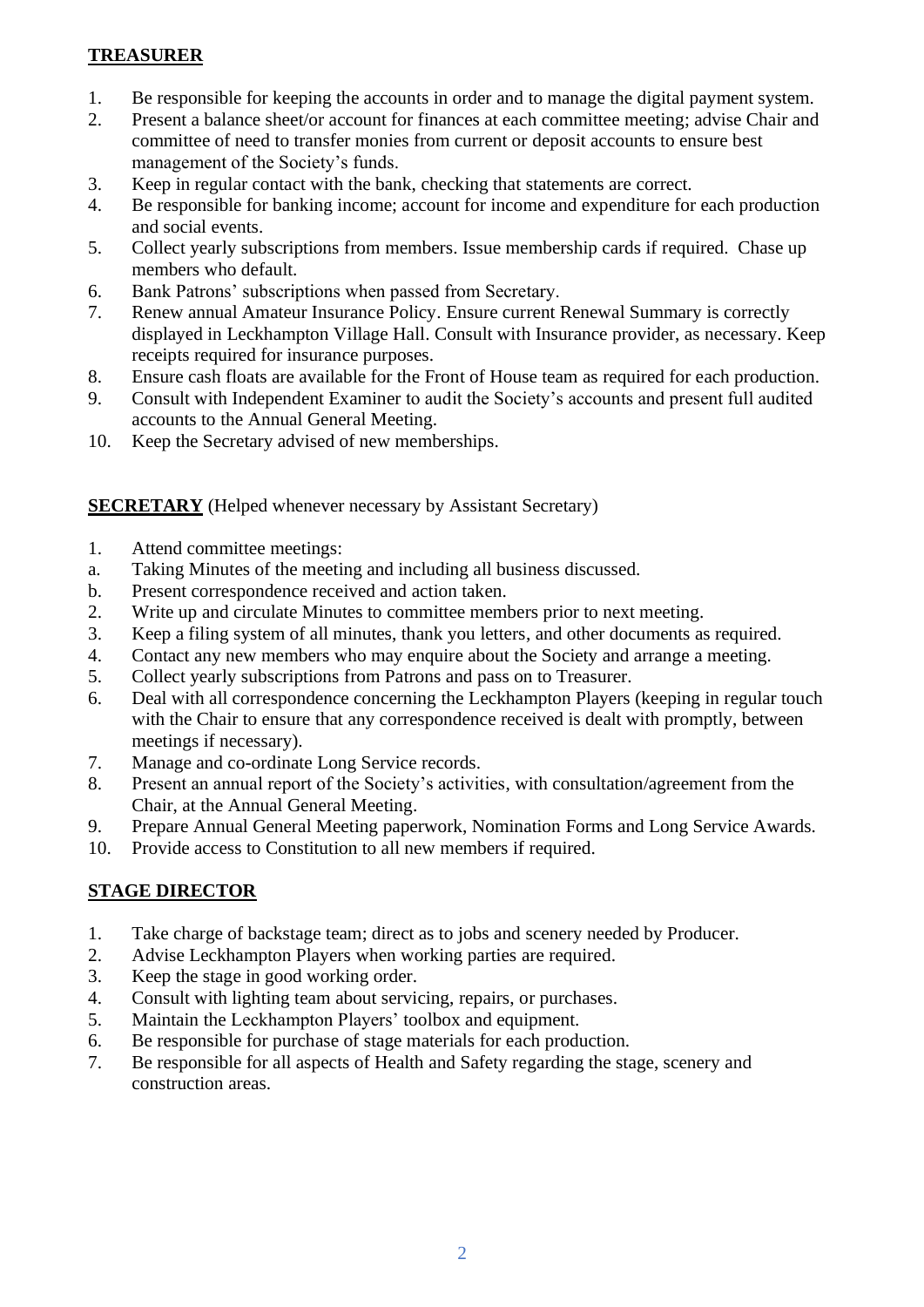**TREASURER**

1. Be responsible for keeping the accounts in order and to manage the digital payment system.
2. Present a balance sheet/or account for finances at each committee meeting; advise Chair and committee of need to transfer monies from current or deposit accounts to ensure best management of the Society's funds.
3. Keep in regular contact with the bank, checking that statements are correct.
4. Be responsible for banking income; account for income and expenditure for each production and social events.
5. Collect yearly subscriptions from members. Issue membership cards if required. Chase up members who default.
6. Bank Patrons' subscriptions when passed from Secretary.
7. Renew annual Amateur Insurance Policy. Ensure current Renewal Summary is correctly displayed in Leckhampton Village Hall. Consult with Insurance provider, as necessary. Keep receipts required for insurance purposes.
8. Ensure cash floats are available for the Front of House team as required for each production.
9. Consult with Independent Examiner to audit the Society's accounts and present full audited accounts to the Annual General Meeting.
10. Keep the Secretary advised of new memberships.

**SECRETARY** (Helped whenever necessary by Assistant Secretary)

1. Attend committee meetings:
   a. Taking Minutes of the meeting and including all business discussed.
   b. Present correspondence received and action taken.
2. Write up and circulate Minutes to committee members prior to next meeting.
3. Keep a filing system of all minutes, thank you letters, and other documents as required.
4. Contact any new members who may enquire about the Society and arrange a meeting.
5. Collect yearly subscriptions from Patrons and pass on to Treasurer.
6. Deal with all correspondence concerning the Leckhampton Players (keeping in regular touch with the Chair to ensure that any correspondence received is dealt with promptly, between meetings if necessary).
7. Manage and co-ordinate Long Service records.
8. Present an annual report of the Society's activities, with consultation/agreement from the Chair, at the Annual General Meeting.
9. Prepare Annual General Meeting paperwork, Nomination Forms and Long Service Awards.
10. Provide access to Constitution to all new members if required.

**STAGE DIRECTOR**

1. Take charge of backstage team; direct as to jobs and scenery needed by Producer.
2. Advise Leckhampton Players when working parties are required.
3. Keep the stage in good working order.
4. Consult with lighting team about servicing, repairs, or purchases.
5. Maintain the Leckhampton Players' toolbox and equipment.
6. Be responsible for purchase of stage materials for each production.
7. Be responsible for all aspects of Health and Safety regarding the stage, scenery and construction areas.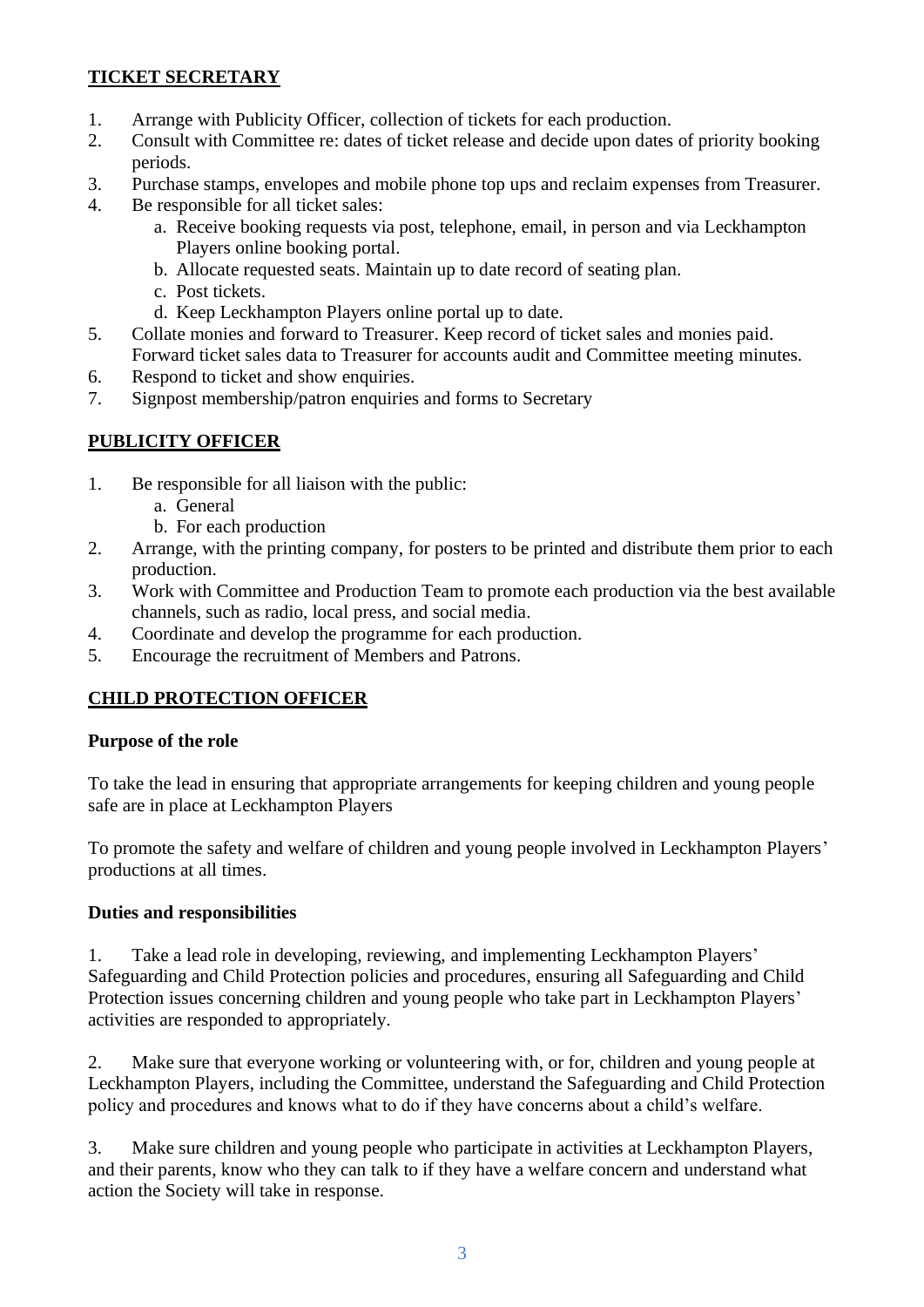## **TICKET SECRETARY**

1. Arrange with Publicity Officer, collection of tickets for each production.
2. Consult with Committee re: dates of ticket release and decide upon dates of priority booking periods.
3. Purchase stamps, envelopes and mobile phone top ups and reclaim expenses from Treasurer.
4. Be responsible for all ticket sales:
   a. Receive booking requests via post, telephone, email, in person and via Leckhampton Players online booking portal.
   b. Allocate requested seats. Maintain up to date record of seating plan.
   c. Post tickets.
   d. Keep Leckhampton Players online portal up to date.
5. Collate monies and forward to Treasurer. Keep record of ticket sales and monies paid. Forward ticket sales data to Treasurer for accounts audit and Committee meeting minutes.
6. Respond to ticket and show enquiries.
7. Signpost membership/patron enquiries and forms to Secretary

## **PUBLICITY OFFICER**

1. Be responsible for all liaison with the public:
   a. General
   b. For each production
2. Arrange, with the printing company, for posters to be printed and distribute them prior to each production.
3. Work with Committee and Production Team to promote each production via the best available channels, such as radio, local press, and social media.
4. Coordinate and develop the programme for each production.
5. Encourage the recruitment of Members and Patrons.

## **CHILD PROTECTION OFFICER**

**Purpose of the role**

To take the lead in ensuring that appropriate arrangements for keeping children and young people safe are in place at Leckhampton Players

To promote the safety and welfare of children and young people involved in Leckhampton Players' productions at all times.

**Duties and responsibilities**

1. Take a lead role in developing, reviewing, and implementing Leckhampton Players' Safeguarding and Child Protection policies and procedures, ensuring all Safeguarding and Child Protection issues concerning children and young people who take part in Leckhampton Players' activities are responded to appropriately.

2. Make sure that everyone working or volunteering with, or for, children and young people at Leckhampton Players, including the Committee, understand the Safeguarding and Child Protection policy and procedures and knows what to do if they have concerns about a child's welfare.

3. Make sure children and young people who participate in activities at Leckhampton Players, and their parents, know who they can talk to if they have a welfare concern and understand what action the Society will take in response.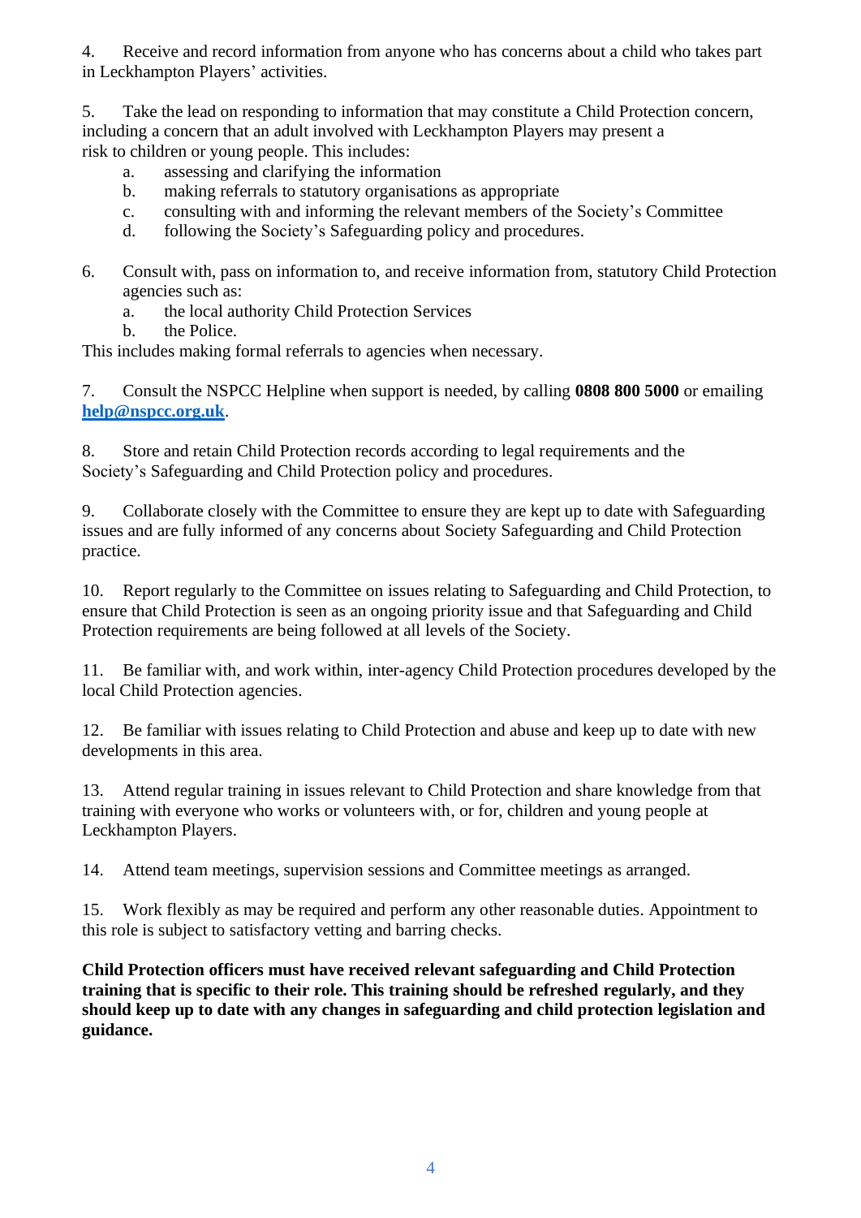4. Receive and record information from anyone who has concerns about a child who takes part in Leckhampton Players' activities.

5. Take the lead on responding to information that may constitute a Child Protection concern, including a concern that an adult involved with Leckhampton Players may present a risk to children or young people. This includes:
   a. assessing and clarifying the information
   b. making referrals to statutory organisations as appropriate
   c. consulting with and informing the relevant members of the Society's Committee
   d. following the Society's Safeguarding policy and procedures.

6. Consult with, pass on information to, and receive information from, statutory Child Protection agencies such as:
   a. the local authority Child Protection Services
   b. the Police.

This includes making formal referrals to agencies when necessary.

7. Consult the NSPCC Helpline when support is needed, by calling **0808 800 5000** or emailing **[help@nspcc.org.uk](mailto:help@nspcc.org.uk)**.

8. Store and retain Child Protection records according to legal requirements and the Society's Safeguarding and Child Protection policy and procedures.

9. Collaborate closely with the Committee to ensure they are kept up to date with Safeguarding issues and are fully informed of any concerns about Society Safeguarding and Child Protection practice.

10. Report regularly to the Committee on issues relating to Safeguarding and Child Protection, to ensure that Child Protection is seen as an ongoing priority issue and that Safeguarding and Child Protection requirements are being followed at all levels of the Society.

11. Be familiar with, and work within, inter-agency Child Protection procedures developed by the local Child Protection agencies.

12. Be familiar with issues relating to Child Protection and abuse and keep up to date with new developments in this area.

13. Attend regular training in issues relevant to Child Protection and share knowledge from that training with everyone who works or volunteers with, or for, children and young people at Leckhampton Players.

14. Attend team meetings, supervision sessions and Committee meetings as arranged.

15. Work flexibly as may be required and perform any other reasonable duties. Appointment to this role is subject to satisfactory vetting and barring checks.

**Child Protection officers must have received relevant safeguarding and Child Protection training that is specific to their role. This training should be refreshed regularly, and they should keep up to date with any changes in safeguarding and child protection legislation and guidance.**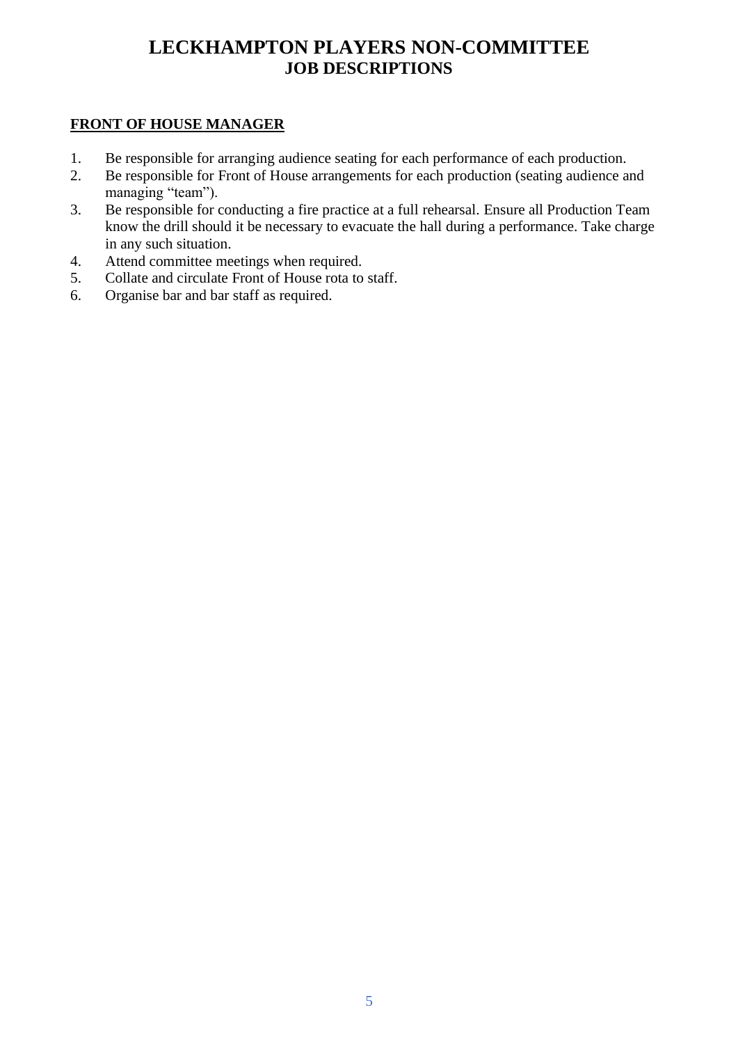# LECKHAMPTON PLAYERS NON-COMMITTEE
## JOB DESCRIPTIONS

**FRONT OF HOUSE MANAGER**

1. Be responsible for arranging audience seating for each performance of each production.
2. Be responsible for Front of House arrangements for each production (seating audience and managing "team").
3. Be responsible for conducting a fire practice at a full rehearsal. Ensure all Production Team know the drill should it be necessary to evacuate the hall during a performance. Take charge in any such situation.
4. Attend committee meetings when required.
5. Collate and circulate Front of House rota to staff.
6. Organise bar and bar staff as required.